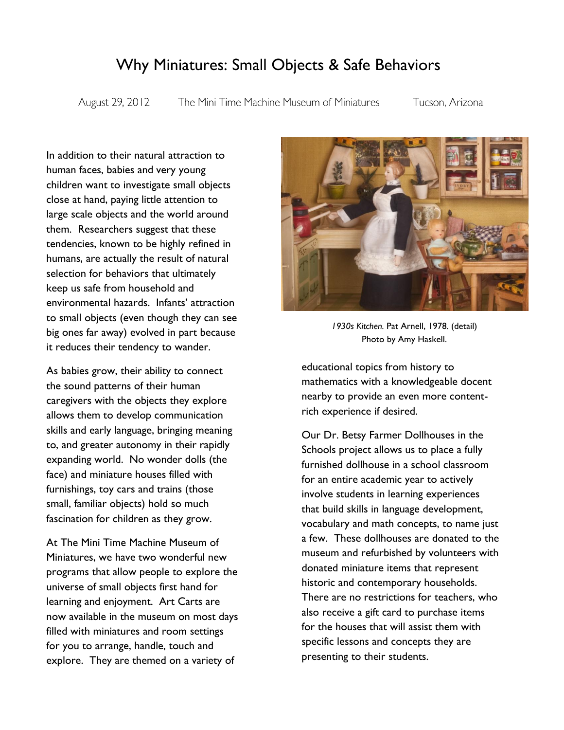# Why Miniatures: Small Objects & Safe Behaviors

August 29, 2012 The Mini Time Machine Museum of Miniatures Tucson, Arizona

In addition to their natural attraction to human faces, babies and very young children want to investigate small objects close at hand, paying little attention to large scale objects and the world around them. Researchers suggest that these tendencies, known to be highly refined in humans, are actually the result of natural selection for behaviors that ultimately keep us safe from household and environmental hazards. Infants' attraction to small objects (even though they can see big ones far away) evolved in part because it reduces their tendency to wander.

As babies grow, their ability to connect the sound patterns of their human caregivers with the objects they explore allows them to develop communication skills and early language, bringing meaning to, and greater autonomy in their rapidly expanding world. No wonder dolls (the face) and miniature houses filled with furnishings, toy cars and trains (those small, familiar objects) hold so much fascination for children as they grow.

At The Mini Time Machine Museum of Miniatures, we have two wonderful new programs that allow people to explore the universe of small objects first hand for learning and enjoyment. Art Carts are now available in the museum on most days filled with miniatures and room settings for you to arrange, handle, touch and explore. They are themed on a variety of educational topics from history to mathematics with a knowledgeable docent nearby to provide an even more content-rich experience if desired.

*1930s Kitchen.* Pat Arnell, 1978. (detail)
Photo by Amy Haskell.

Our Dr. Betsy Farmer Dollhouses in the Schools project allows us to place a fully furnished dollhouse in a school classroom for an entire academic year to actively involve students in learning experiences that build skills in language development, vocabulary and math concepts, to name just a few. These dollhouses are donated to the museum and refurbished by volunteers with donated miniature items that represent historic and contemporary households. There are no restrictions for teachers, who also receive a gift card to purchase items for the houses that will assist them with specific lessons and concepts they are presenting to their students.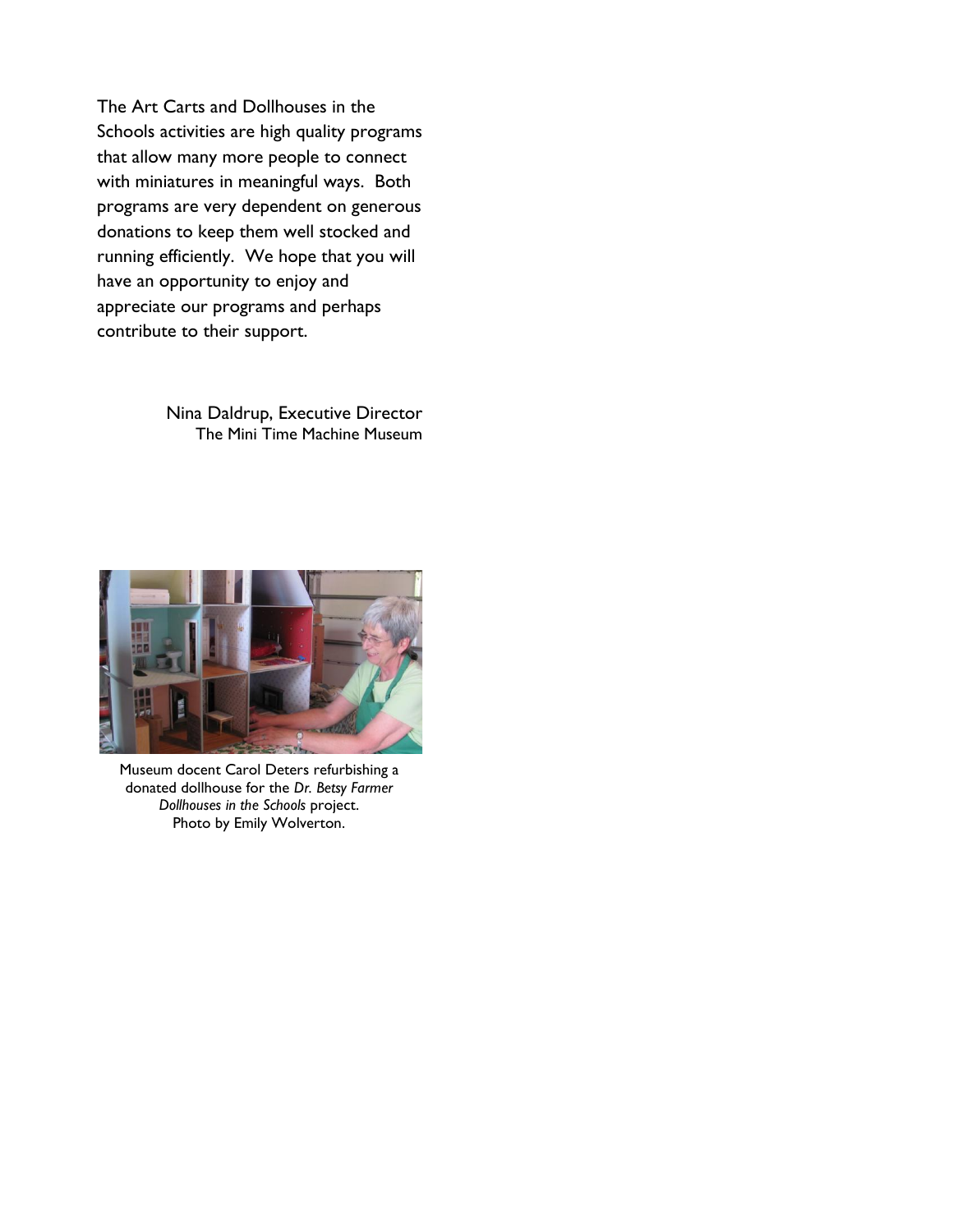The Art Carts and Dollhouses in the Schools activities are high quality programs that allow many more people to connect with miniatures in meaningful ways. Both programs are very dependent on generous donations to keep them well stocked and running efficiently. We hope that you will have an opportunity to enjoy and appreciate our programs and perhaps contribute to their support.

Nina Daldrup, Executive Director
The Mini Time Machine Museum

Museum docent Carol Deters refurbishing a donated dollhouse for the *Dr. Betsy Farmer Dollhouses in the Schools* project.
Photo by Emily Wolverton.